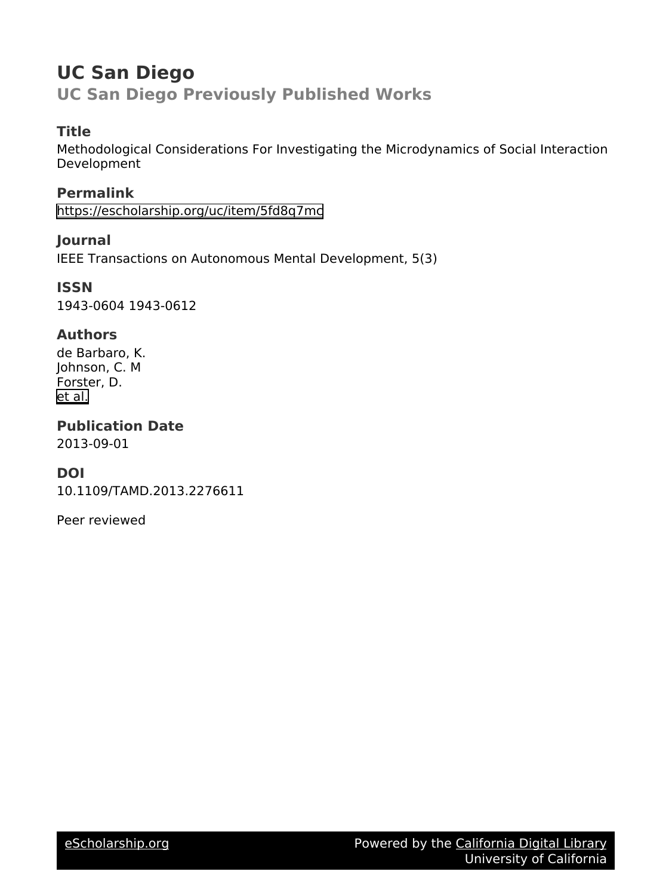# UC San Diego

## UC San Diego Previously Published Works

### Title

Methodological Considerations For Investigating the Microdynamics of Social Interaction Development

### Permalink

https://escholarship.org/uc/item/5fd8q7mc

### Journal

IEEE Transactions on Autonomous Mental Development, 5(3)

### ISSN

1943-0604 1943-0612

### Authors

de Barbaro, K.
Johnson, C. M
Forster, D.
et al.

### Publication Date

2013-09-01

### DOI

10.1109/TAMD.2013.2276611

Peer reviewed

eScholarship.org Powered by the California Digital Library University of California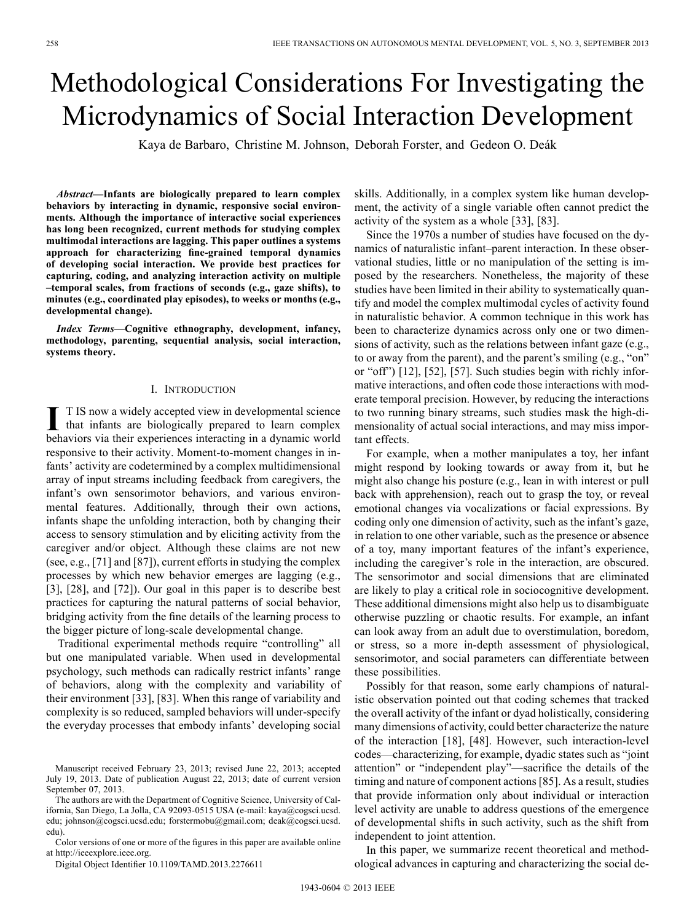# Methodological Considerations For Investigating the Microdynamics of Social Interaction Development

Kaya de Barbaro, Christine M. Johnson, Deborah Forster, and Gedeon O. Deák

***Abstract*—Infants are biologically prepared to learn complex behaviors by interacting in dynamic, responsive social environments. Although the importance of interactive social experiences has long been recognized, current methods for studying complex multimodal interactions are lagging. This paper outlines a systems approach for characterizing fine-grained temporal dynamics of developing social interaction. We provide best practices for capturing, coding, and analyzing interaction activity on multiple –temporal scales, from fractions of seconds (e.g., gaze shifts), to minutes (e.g., coordinated play episodes), to weeks or months (e.g., developmental change).**

***Index Terms*—Cognitive ethnography, development, infancy, methodology, parenting, sequential analysis, social interaction, systems theory.**

## I. Introduction

IT IS now a widely accepted view in developmental science that infants are biologically prepared to learn complex behaviors via their experiences interacting in a dynamic world responsive to their activity. Moment-to-moment changes in infants' activity are codetermined by a complex multidimensional array of input streams including feedback from caregivers, the infant's own sensorimotor behaviors, and various environmental features. Additionally, through their own actions, infants shape the unfolding interaction, both by changing their access to sensory stimulation and by eliciting activity from the caregiver and/or object. Although these claims are not new (see, e.g., [71] and [87]), current efforts in studying the complex processes by which new behavior emerges are lagging (e.g., [3], [28], and [72]). Our goal in this paper is to describe best practices for capturing the natural patterns of social behavior, bridging activity from the fine details of the learning process to the bigger picture of long-scale developmental change.

Traditional experimental methods require "controlling" all but one manipulated variable. When used in developmental psychology, such methods can radically restrict infants' range of behaviors, along with the complexity and variability of their environment [33], [83]. When this range of variability and complexity is so reduced, sampled behaviors will under-specify the everyday processes that embody infants' developing social skills. Additionally, in a complex system like human development, the activity of a single variable often cannot predict the activity of the system as a whole [33], [83].

Since the 1970s a number of studies have focused on the dynamics of naturalistic infant–parent interaction. In these observational studies, little or no manipulation of the setting is imposed by the researchers. Nonetheless, the majority of these studies have been limited in their ability to systematically quantify and model the complex multimodal cycles of activity found in naturalistic behavior. A common technique in this work has been to characterize dynamics across only one or two dimensions of activity, such as the relations between infant gaze (e.g., to or away from the parent), and the parent's smiling (e.g., "on" or "off") [12], [52], [57]. Such studies begin with richly informative interactions, and often code those interactions with moderate temporal precision. However, by reducing the interactions to two running binary streams, such studies mask the high-dimensionality of actual social interactions, and may miss important effects.

For example, when a mother manipulates a toy, her infant might respond by looking towards or away from it, but he might also change his posture (e.g., lean in with interest or pull back with apprehension), reach out to grasp the toy, or reveal emotional changes via vocalizations or facial expressions. By coding only one dimension of activity, such as the infant's gaze, in relation to one other variable, such as the presence or absence of a toy, many important features of the infant's experience, including the caregiver's role in the interaction, are obscured. The sensorimotor and social dimensions that are eliminated are likely to play a critical role in sociocognitive development. These additional dimensions might also help us to disambiguate otherwise puzzling or chaotic results. For example, an infant can look away from an adult due to overstimulation, boredom, or stress, so a more in-depth assessment of physiological, sensorimotor, and social parameters can differentiate between these possibilities.

Possibly for that reason, some early champions of naturalistic observation pointed out that coding schemes that tracked the overall activity of the infant or dyad holistically, considering many dimensions of activity, could better characterize the nature of the interaction [18], [48]. However, such interaction-level codes—characterizing, for example, dyadic states such as "joint attention" or "independent play"—sacrifice the details of the timing and nature of component actions [85]. As a result, studies that provide information only about individual or interaction level activity are unable to address questions of the emergence of developmental shifts in such activity, such as the shift from independent to joint attention.

In this paper, we summarize recent theoretical and methodological advances in capturing and characterizing the social de-

Manuscript received February 23, 2013; revised June 22, 2013; accepted July 19, 2013. Date of publication August 22, 2013; date of current version September 07, 2013.

The authors are with the Department of Cognitive Science, University of California, San Diego, La Jolla, CA 92093-0515 USA (e-mail: kaya@cogsci.ucsd.edu; johnson@cogsci.ucsd.edu; forstermobu@gmail.com; deak@cogsci.ucsd.edu).

Color versions of one or more of the figures in this paper are available online at http://ieeexplore.ieee.org.

Digital Object Identifier 10.1109/TAMD.2013.2276611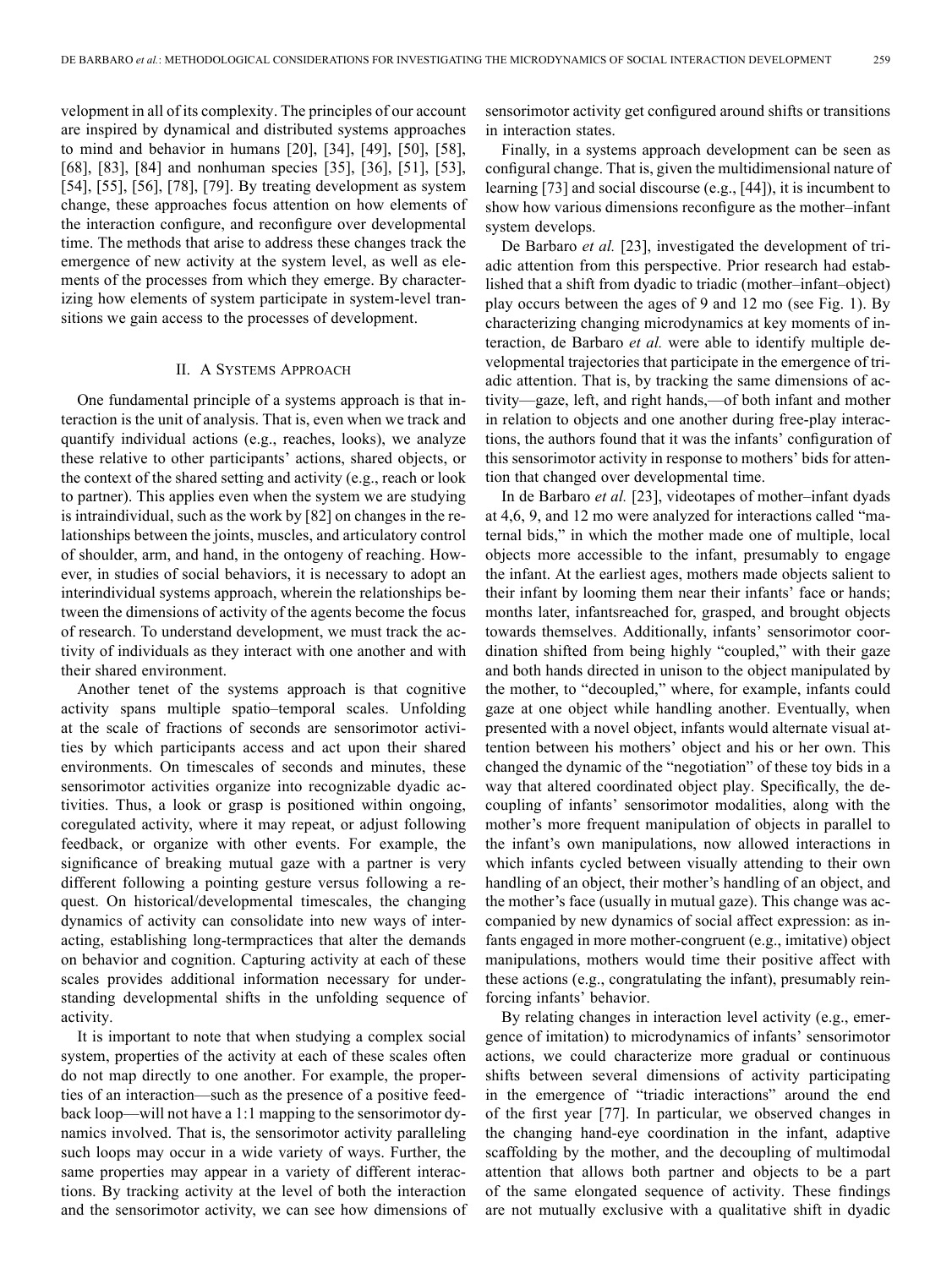velopment in all of its complexity. The principles of our account are inspired by dynamical and distributed systems approaches to mind and behavior in humans [20], [34], [49], [50], [58], [68], [83], [84] and nonhuman species [35], [36], [51], [53], [54], [55], [56], [78], [79]. By treating development as system change, these approaches focus attention on how elements of the interaction configure, and reconfigure over developmental time. The methods that arise to address these changes track the emergence of new activity at the system level, as well as elements of the processes from which they emerge. By characterizing how elements of system participate in system-level transitions we gain access to the processes of development.

## II. A Systems Approach

One fundamental principle of a systems approach is that interaction is the unit of analysis. That is, even when we track and quantify individual actions (e.g., reaches, looks), we analyze these relative to other participants' actions, shared objects, or the context of the shared setting and activity (e.g., reach or look to partner). This applies even when the system we are studying is intraindividual, such as the work by [82] on changes in the relationships between the joints, muscles, and articulatory control of shoulder, arm, and hand, in the ontogeny of reaching. However, in studies of social behaviors, it is necessary to adopt an interindividual systems approach, wherein the relationships between the dimensions of activity of the agents become the focus of research. To understand development, we must track the activity of individuals as they interact with one another and with their shared environment.

Another tenet of the systems approach is that cognitive activity spans multiple spatio–temporal scales. Unfolding at the scale of fractions of seconds are sensorimotor activities by which participants access and act upon their shared environments. On timescales of seconds and minutes, these sensorimotor activities organize into recognizable dyadic activities. Thus, a look or grasp is positioned within ongoing, coregulated activity, where it may repeat, or adjust following feedback, or organize with other events. For example, the significance of breaking mutual gaze with a partner is very different following a pointing gesture versus following a request. On historical/developmental timescales, the changing dynamics of activity can consolidate into new ways of interacting, establishing long-termpractices that alter the demands on behavior and cognition. Capturing activity at each of these scales provides additional information necessary for understanding developmental shifts in the unfolding sequence of activity.

It is important to note that when studying a complex social system, properties of the activity at each of these scales often do not map directly to one another. For example, the properties of an interaction—such as the presence of a positive feedback loop—will not have a 1:1 mapping to the sensorimotor dynamics involved. That is, the sensorimotor activity paralleling such loops may occur in a wide variety of ways. Further, the same properties may appear in a variety of different interactions. By tracking activity at the level of both the interaction and the sensorimotor activity, we can see how dimensions of sensorimotor activity get configured around shifts or transitions in interaction states.

Finally, in a systems approach development can be seen as configural change. That is, given the multidimensional nature of learning [73] and social discourse (e.g., [44]), it is incumbent to show how various dimensions reconfigure as the mother–infant system develops.

De Barbaro *et al.* [23], investigated the development of triadic attention from this perspective. Prior research had established that a shift from dyadic to triadic (mother–infant–object) play occurs between the ages of 9 and 12 mo (see Fig. 1). By characterizing changing microdynamics at key moments of interaction, de Barbaro *et al.* were able to identify multiple developmental trajectories that participate in the emergence of triadic attention. That is, by tracking the same dimensions of activity—gaze, left, and right hands,—of both infant and mother in relation to objects and one another during free-play interactions, the authors found that it was the infants' configuration of this sensorimotor activity in response to mothers' bids for attention that changed over developmental time.

In de Barbaro *et al.* [23], videotapes of mother–infant dyads at 4,6, 9, and 12 mo were analyzed for interactions called "maternal bids," in which the mother made one of multiple, local objects more accessible to the infant, presumably to engage the infant. At the earliest ages, mothers made objects salient to their infant by looming them near their infants' face or hands; months later, infantsreached for, grasped, and brought objects towards themselves. Additionally, infants' sensorimotor coordination shifted from being highly "coupled," with their gaze and both hands directed in unison to the object manipulated by the mother, to "decoupled," where, for example, infants could gaze at one object while handling another. Eventually, when presented with a novel object, infants would alternate visual attention between his mothers' object and his or her own. This changed the dynamic of the "negotiation" of these toy bids in a way that altered coordinated object play. Specifically, the decoupling of infants' sensorimotor modalities, along with the mother's more frequent manipulation of objects in parallel to the infant's own manipulations, now allowed interactions in which infants cycled between visually attending to their own handling of an object, their mother's handling of an object, and the mother's face (usually in mutual gaze). This change was accompanied by new dynamics of social affect expression: as infants engaged in more mother-congruent (e.g., imitative) object manipulations, mothers would time their positive affect with these actions (e.g., congratulating the infant), presumably reinforcing infants' behavior.

By relating changes in interaction level activity (e.g., emergence of imitation) to microdynamics of infants' sensorimotor actions, we could characterize more gradual or continuous shifts between several dimensions of activity participating in the emergence of "triadic interactions" around the end of the first year [77]. In particular, we observed changes in the changing hand-eye coordination in the infant, adaptive scaffolding by the mother, and the decoupling of multimodal attention that allows both partner and objects to be a part of the same elongated sequence of activity. These findings are not mutually exclusive with a qualitative shift in dyadic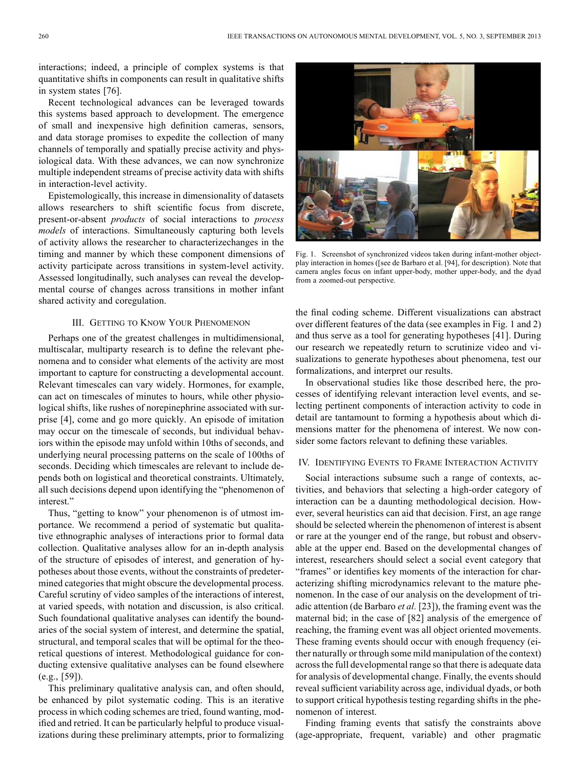interactions; indeed, a principle of complex systems is that quantitative shifts in components can result in qualitative shifts in system states [76].

Recent technological advances can be leveraged towards this systems based approach to development. The emergence of small and inexpensive high definition cameras, sensors, and data storage promises to expedite the collection of many channels of temporally and spatially precise activity and physiological data. With these advances, we can now synchronize multiple independent streams of precise activity data with shifts in interaction-level activity.

Epistemologically, this increase in dimensionality of datasets allows researchers to shift scientific focus from discrete, present-or-absent *products* of social interactions to *process models* of interactions. Simultaneously capturing both levels of activity allows the researcher to characterizechanges in the timing and manner by which these component dimensions of activity participate across transitions in system-level activity. Assessed longitudinally, such analyses can reveal the developmental course of changes across transitions in mother infant shared activity and coregulation.

## III. Getting to Know Your Phenomenon

Perhaps one of the greatest challenges in multidimensional, multiscalar, multiparty research is to define the relevant phenomena and to consider what elements of the activity are most important to capture for constructing a developmental account. Relevant timescales can vary widely. Hormones, for example, can act on timescales of minutes to hours, while other physiological shifts, like rushes of norepinephrine associated with surprise [4], come and go more quickly. An episode of imitation may occur on the timescale of seconds, but individual behaviors within the episode may unfold within 10ths of seconds, and underlying neural processing patterns on the scale of 100ths of seconds. Deciding which timescales are relevant to include depends both on logistical and theoretical constraints. Ultimately, all such decisions depend upon identifying the "phenomenon of interest."

Thus, "getting to know" your phenomenon is of utmost importance. We recommend a period of systematic but qualitative ethnographic analyses of interactions prior to formal data collection. Qualitative analyses allow for an in-depth analysis of the structure of episodes of interest, and generation of hypotheses about those events, without the constraints of predetermined categories that might obscure the developmental process. Careful scrutiny of video samples of the interactions of interest, at varied speeds, with notation and discussion, is also critical. Such foundational qualitative analyses can identify the boundaries of the social system of interest, and determine the spatial, structural, and temporal scales that will be optimal for the theoretical questions of interest. Methodological guidance for conducting extensive qualitative analyses can be found elsewhere (e.g., [59]).

This preliminary qualitative analysis can, and often should, be enhanced by pilot systematic coding. This is an iterative process in which coding schemes are tried, found wanting, modified and retried. It can be particularly helpful to produce visualizations during these preliminary attempts, prior to formalizing the final coding scheme. Different visualizations can abstract over different features of the data (see examples in Fig. 1 and 2) and thus serve as a tool for generating hypotheses [41]. During our research we repeatedly return to scrutinize video and visualizations to generate hypotheses about phenomena, test our formalizations, and interpret our results.

Fig. 1. Screenshot of synchronized videos taken during infant-mother object-play interaction in homes ([see de Barbaro et al. [94], for description). Note that camera angles focus on infant upper-body, mother upper-body, and the dyad from a zoomed-out perspective.

In observational studies like those described here, the processes of identifying relevant interaction level events, and selecting pertinent components of interaction activity to code in detail are tantamount to forming a hypothesis about which dimensions matter for the phenomena of interest. We now consider some factors relevant to defining these variables.

## IV. Identifying Events to Frame Interaction Activity

Social interactions subsume such a range of contexts, activities, and behaviors that selecting a high-order category of interaction can be a daunting methodological decision. However, several heuristics can aid that decision. First, an age range should be selected wherein the phenomenon of interest is absent or rare at the younger end of the range, but robust and observable at the upper end. Based on the developmental changes of interest, researchers should select a social event category that "frames" or identifies key moments of the interaction for characterizing shifting microdynamics relevant to the mature phenomenon. In the case of our analysis on the development of triadic attention (de Barbaro *et al.* [23]), the framing event was the maternal bid; in the case of [82] analysis of the emergence of reaching, the framing event was all object oriented movements. These framing events should occur with enough frequency (either naturally or through some mild manipulation of the context) across the full developmental range so that there is adequate data for analysis of developmental change. Finally, the events should reveal sufficient variability across age, individual dyads, or both to support critical hypothesis testing regarding shifts in the phenomenon of interest.

Finding framing events that satisfy the constraints above (age-appropriate, frequent, variable) and other pragmatic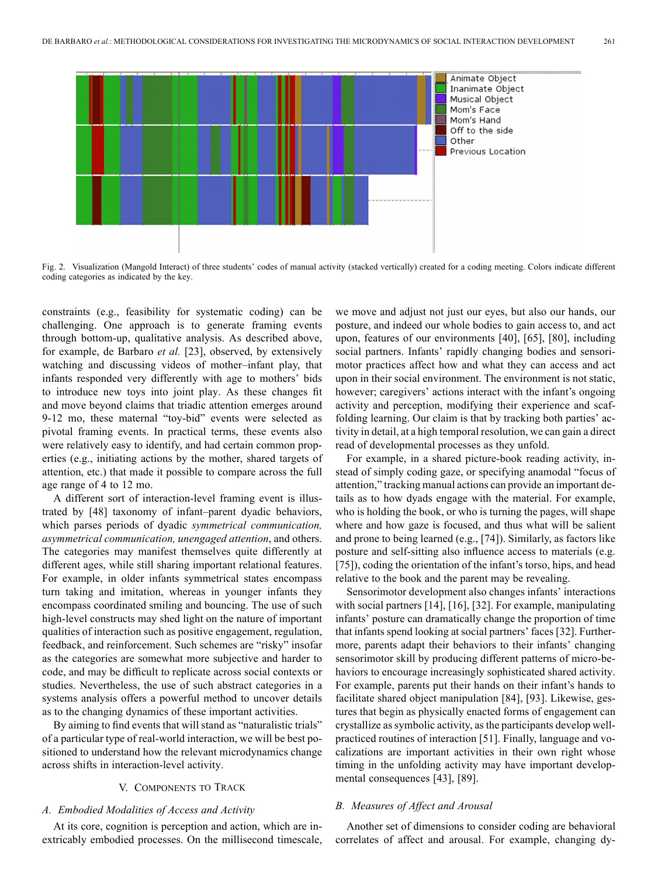Animate Object
Inanimate Object
Musical Object
Mom's Face
Mom's Hand
Off to the side
Other
Previous Location

Fig. 2. Visualization (Mangold Interact) of three students' codes of manual activity (stacked vertically) created for a coding meeting. Colors indicate different coding categories as indicated by the key.

constraints (e.g., feasibility for systematic coding) can be challenging. One approach is to generate framing events through bottom-up, qualitative analysis. As described above, for example, de Barbaro *et al.* [23], observed, by extensively watching and discussing videos of mother–infant play, that infants responded very differently with age to mothers' bids to introduce new toys into joint play. As these changes fit and move beyond claims that triadic attention emerges around 9-12 mo, these maternal "toy-bid" events were selected as pivotal framing events. In practical terms, these events also were relatively easy to identify, and had certain common properties (e.g., initiating actions by the mother, shared targets of attention, etc.) that made it possible to compare across the full age range of 4 to 12 mo.

A different sort of interaction-level framing event is illustrated by [48] taxonomy of infant–parent dyadic behaviors, which parses periods of dyadic *symmetrical communication, asymmetrical communication, unengaged attention*, and others. The categories may manifest themselves quite differently at different ages, while still sharing important relational features. For example, in older infants symmetrical states encompass turn taking and imitation, whereas in younger infants they encompass coordinated smiling and bouncing. The use of such high-level constructs may shed light on the nature of important qualities of interaction such as positive engagement, regulation, feedback, and reinforcement. Such schemes are "risky" insofar as the categories are somewhat more subjective and harder to code, and may be difficult to replicate across social contexts or studies. Nevertheless, the use of such abstract categories in a systems analysis offers a powerful method to uncover details as to the changing dynamics of these important activities.

By aiming to find events that will stand as "naturalistic trials" of a particular type of real-world interaction, we will be best positioned to understand how the relevant microdynamics change across shifts in interaction-level activity.

## V. Components to Track

### A. Embodied Modalities of Access and Activity

At its core, cognition is perception and action, which are inextricably embodied processes. On the millisecond timescale, we move and adjust not just our eyes, but also our hands, our posture, and indeed our whole bodies to gain access to, and act upon, features of our environments [40], [65], [80], including social partners. Infants' rapidly changing bodies and sensorimotor practices affect how and what they can access and act upon in their social environment. The environment is not static, however; caregivers' actions interact with the infant's ongoing activity and perception, modifying their experience and scaffolding learning. Our claim is that by tracking both parties' activity in detail, at a high temporal resolution, we can gain a direct read of developmental processes as they unfold.

For example, in a shared picture-book reading activity, instead of simply coding gaze, or specifying anamodal "focus of attention," tracking manual actions can provide an important details as to how dyads engage with the material. For example, who is holding the book, or who is turning the pages, will shape where and how gaze is focused, and thus what will be salient and prone to being learned (e.g., [74]). Similarly, as factors like posture and self-sitting also influence access to materials (e.g. [75]), coding the orientation of the infant's torso, hips, and head relative to the book and the parent may be revealing.

Sensorimotor development also changes infants' interactions with social partners [14], [16], [32]. For example, manipulating infants' posture can dramatically change the proportion of time that infants spend looking at social partners' faces [32]. Furthermore, parents adapt their behaviors to their infants' changing sensorimotor skill by producing different patterns of micro-behaviors to encourage increasingly sophisticated shared activity. For example, parents put their hands on their infant's hands to facilitate shared object manipulation [84], [93]. Likewise, gestures that begin as physically enacted forms of engagement can crystallize as symbolic activity, as the participants develop well-practiced routines of interaction [51]. Finally, language and vocalizations are important activities in their own right whose timing in the unfolding activity may have important developmental consequences [43], [89].

### B. Measures of Affect and Arousal

Another set of dimensions to consider coding are behavioral correlates of affect and arousal. For example, changing dy-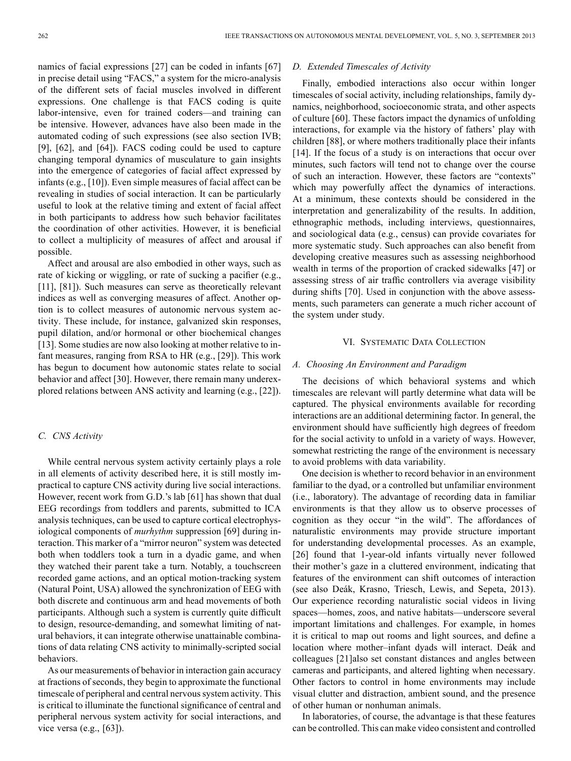namics of facial expressions [27] can be coded in infants [67] in precise detail using "FACS," a system for the micro-analysis of the different sets of facial muscles involved in different expressions. One challenge is that FACS coding is quite labor-intensive, even for trained coders—and training can be intensive. However, advances have also been made in the automated coding of such expressions (see also section IVB; [9], [62], and [64]). FACS coding could be used to capture changing temporal dynamics of musculature to gain insights into the emergence of categories of facial affect expressed by infants (e.g., [10]). Even simple measures of facial affect can be revealing in studies of social interaction. It can be particularly useful to look at the relative timing and extent of facial affect in both participants to address how such behavior facilitates the coordination of other activities. However, it is beneficial to collect a multiplicity of measures of affect and arousal if possible.

Affect and arousal are also embodied in other ways, such as rate of kicking or wiggling, or rate of sucking a pacifier (e.g., [11], [81]). Such measures can serve as theoretically relevant indices as well as converging measures of affect. Another option is to collect measures of autonomic nervous system activity. These include, for instance, galvanized skin responses, pupil dilation, and/or hormonal or other biochemical changes [13]. Some studies are now also looking at mother relative to infant measures, ranging from RSA to HR (e.g., [29]). This work has begun to document how autonomic states relate to social behavior and affect [30]. However, there remain many underexplored relations between ANS activity and learning (e.g., [22]).

### C. CNS Activity

While central nervous system activity certainly plays a role in all elements of activity described here, it is still mostly impractical to capture CNS activity during live social interactions. However, recent work from G.D.'s lab [61] has shown that dual EEG recordings from toddlers and parents, submitted to ICA analysis techniques, can be used to capture cortical electrophysiological components of *murhythm* suppression [69] during interaction. This marker of a "mirror neuron" system was detected both when toddlers took a turn in a dyadic game, and when they watched their parent take a turn. Notably, a touchscreen recorded game actions, and an optical motion-tracking system (Natural Point, USA) allowed the synchronization of EEG with both discrete and continuous arm and head movements of both participants. Although such a system is currently quite difficult to design, resource-demanding, and somewhat limiting of natural behaviors, it can integrate otherwise unattainable combinations of data relating CNS activity to minimally-scripted social behaviors.

As our measurements of behavior in interaction gain accuracy at fractions of seconds, they begin to approximate the functional timescale of peripheral and central nervous system activity. This is critical to illuminate the functional significance of central and peripheral nervous system activity for social interactions, and vice versa (e.g., [63]).

### D. Extended Timescales of Activity

Finally, embodied interactions also occur within longer timescales of social activity, including relationships, family dynamics, neighborhood, socioeconomic strata, and other aspects of culture [60]. These factors impact the dynamics of unfolding interactions, for example via the history of fathers' play with children [88], or where mothers traditionally place their infants [14]. If the focus of a study is on interactions that occur over minutes, such factors will tend not to change over the course of such an interaction. However, these factors are "contexts" which may powerfully affect the dynamics of interactions. At a minimum, these contexts should be considered in the interpretation and generalizability of the results. In addition, ethnographic methods, including interviews, questionnaires, and sociological data (e.g., census) can provide covariates for more systematic study. Such approaches can also benefit from developing creative measures such as assessing neighborhood wealth in terms of the proportion of cracked sidewalks [47] or assessing stress of air traffic controllers via average visibility during shifts [70]. Used in conjunction with the above assessments, such parameters can generate a much richer account of the system under study.

## VI. Systematic Data Collection

### A. Choosing An Environment and Paradigm

The decisions of which behavioral systems and which timescales are relevant will partly determine what data will be captured. The physical environments available for recording interactions are an additional determining factor. In general, the environment should have sufficiently high degrees of freedom for the social activity to unfold in a variety of ways. However, somewhat restricting the range of the environment is necessary to avoid problems with data variability.

One decision is whether to record behavior in an environment familiar to the dyad, or a controlled but unfamiliar environment (i.e., laboratory). The advantage of recording data in familiar environments is that they allow us to observe processes of cognition as they occur "in the wild". The affordances of naturalistic environments may provide structure important for understanding developmental processes. As an example, [26] found that 1-year-old infants virtually never followed their mother's gaze in a cluttered environment, indicating that features of the environment can shift outcomes of interaction (see also Deák, Krasno, Triesch, Lewis, and Sepeta, 2013). Our experience recording naturalistic social videos in living spaces—homes, zoos, and native habitats—underscore several important limitations and challenges. For example, in homes it is critical to map out rooms and light sources, and define a location where mother–infant dyads will interact. Deák and colleagues [21]also set constant distances and angles between cameras and participants, and altered lighting when necessary. Other factors to control in home environments may include visual clutter and distraction, ambient sound, and the presence of other human or nonhuman animals.

In laboratories, of course, the advantage is that these features can be controlled. This can make video consistent and controlled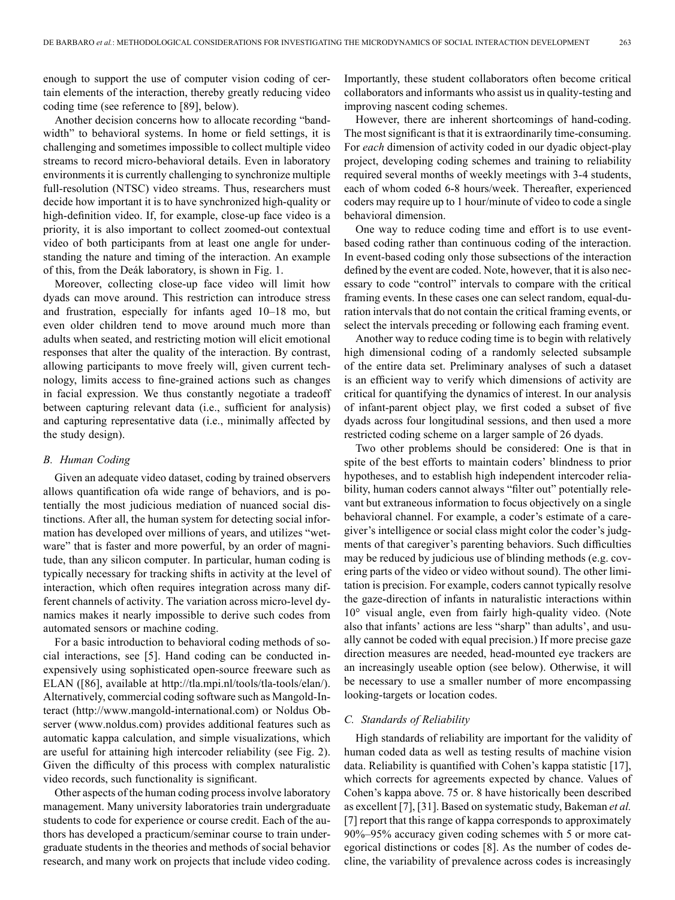enough to support the use of computer vision coding of certain elements of the interaction, thereby greatly reducing video coding time (see reference to [89], below).

Another decision concerns how to allocate recording "bandwidth" to behavioral systems. In home or field settings, it is challenging and sometimes impossible to collect multiple video streams to record micro-behavioral details. Even in laboratory environments it is currently challenging to synchronize multiple full-resolution (NTSC) video streams. Thus, researchers must decide how important it is to have synchronized high-quality or high-definition video. If, for example, close-up face video is a priority, it is also important to collect zoomed-out contextual video of both participants from at least one angle for understanding the nature and timing of the interaction. An example of this, from the Deák laboratory, is shown in Fig. 1.

Moreover, collecting close-up face video will limit how dyads can move around. This restriction can introduce stress and frustration, especially for infants aged 10–18 mo, but even older children tend to move around much more than adults when seated, and restricting motion will elicit emotional responses that alter the quality of the interaction. By contrast, allowing participants to move freely will, given current technology, limits access to fine-grained actions such as changes in facial expression. We thus constantly negotiate a tradeoff between capturing relevant data (i.e., sufficient for analysis) and capturing representative data (i.e., minimally affected by the study design).

### B. Human Coding

Given an adequate video dataset, coding by trained observers allows quantification ofa wide range of behaviors, and is potentially the most judicious mediation of nuanced social distinctions. After all, the human system for detecting social information has developed over millions of years, and utilizes "wetware" that is faster and more powerful, by an order of magnitude, than any silicon computer. In particular, human coding is typically necessary for tracking shifts in activity at the level of interaction, which often requires integration across many different channels of activity. The variation across micro-level dynamics makes it nearly impossible to derive such codes from automated sensors or machine coding.

For a basic introduction to behavioral coding methods of social interactions, see [5]. Hand coding can be conducted inexpensively using sophisticated open-source freeware such as ELAN ([86], available at http://tla.mpi.nl/tools/tla-tools/elan/). Alternatively, commercial coding software such as Mangold-Interact (http://www.mangold-international.com) or Noldus Observer (www.noldus.com) provides additional features such as automatic kappa calculation, and simple visualizations, which are useful for attaining high intercoder reliability (see Fig. 2). Given the difficulty of this process with complex naturalistic video records, such functionality is significant.

Other aspects of the human coding process involve laboratory management. Many university laboratories train undergraduate students to code for experience or course credit. Each of the authors has developed a practicum/seminar course to train undergraduate students in the theories and methods of social behavior research, and many work on projects that include video coding. Importantly, these student collaborators often become critical collaborators and informants who assist us in quality-testing and improving nascent coding schemes.

However, there are inherent shortcomings of hand-coding. The most significant is that it is extraordinarily time-consuming. For *each* dimension of activity coded in our dyadic object-play project, developing coding schemes and training to reliability required several months of weekly meetings with 3-4 students, each of whom coded 6-8 hours/week. Thereafter, experienced coders may require up to 1 hour/minute of video to code a single behavioral dimension.

One way to reduce coding time and effort is to use event-based coding rather than continuous coding of the interaction. In event-based coding only those subsections of the interaction defined by the event are coded. Note, however, that it is also necessary to code "control" intervals to compare with the critical framing events. In these cases one can select random, equal-duration intervals that do not contain the critical framing events, or select the intervals preceding or following each framing event.

Another way to reduce coding time is to begin with relatively high dimensional coding of a randomly selected subsample of the entire data set. Preliminary analyses of such a dataset is an efficient way to verify which dimensions of activity are critical for quantifying the dynamics of interest. In our analysis of infant-parent object play, we first coded a subset of five dyads across four longitudinal sessions, and then used a more restricted coding scheme on a larger sample of 26 dyads.

Two other problems should be considered: One is that in spite of the best efforts to maintain coders' blindness to prior hypotheses, and to establish high independent intercoder reliability, human coders cannot always "filter out" potentially relevant but extraneous information to focus objectively on a single behavioral channel. For example, a coder's estimate of a caregiver's intelligence or social class might color the coder's judgments of that caregiver's parenting behaviors. Such difficulties may be reduced by judicious use of blinding methods (e.g. covering parts of the video or video without sound). The other limitation is precision. For example, coders cannot typically resolve the gaze-direction of infants in naturalistic interactions within 10° visual angle, even from fairly high-quality video. (Note also that infants' actions are less "sharp" than adults', and usually cannot be coded with equal precision.) If more precise gaze direction measures are needed, head-mounted eye trackers are an increasingly useable option (see below). Otherwise, it will be necessary to use a smaller number of more encompassing looking-targets or location codes.

### C. Standards of Reliability

High standards of reliability are important for the validity of human coded data as well as testing results of machine vision data. Reliability is quantified with Cohen's kappa statistic [17], which corrects for agreements expected by chance. Values of Cohen's kappa above. 75 or. 8 have historically been described as excellent [7], [31]. Based on systematic study, Bakeman *et al.* [7] report that this range of kappa corresponds to approximately 90%–95% accuracy given coding schemes with 5 or more categorical distinctions or codes [8]. As the number of codes decline, the variability of prevalence across codes is increasingly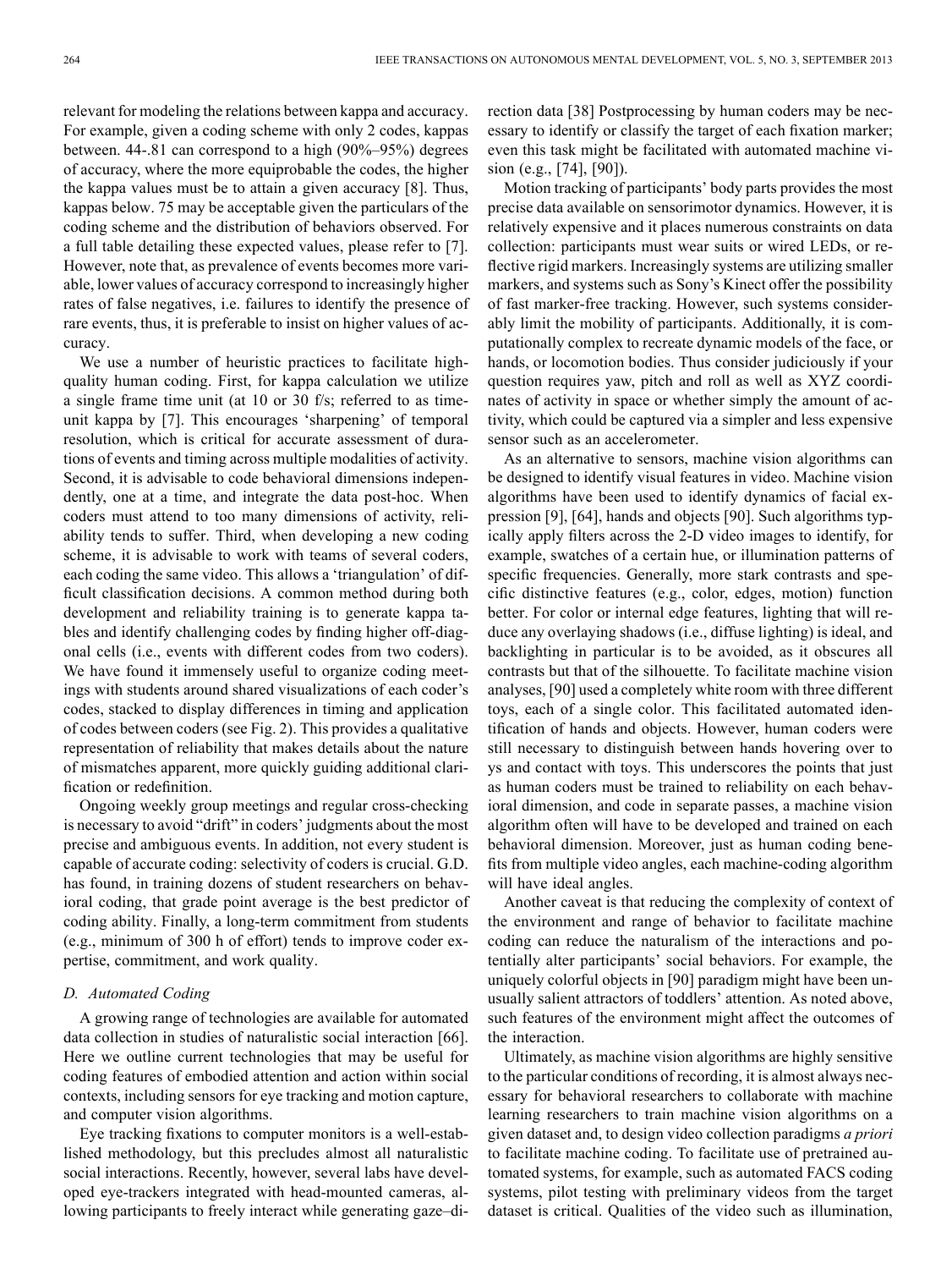relevant for modeling the relations between kappa and accuracy. For example, given a coding scheme with only 2 codes, kappas between. 44-.81 can correspond to a high (90%–95%) degrees of accuracy, where the more equiprobable the codes, the higher the kappa values must be to attain a given accuracy [8]. Thus, kappas below. 75 may be acceptable given the particulars of the coding scheme and the distribution of behaviors observed. For a full table detailing these expected values, please refer to [7]. However, note that, as prevalence of events becomes more variable, lower values of accuracy correspond to increasingly higher rates of false negatives, i.e. failures to identify the presence of rare events, thus, it is preferable to insist on higher values of accuracy.

We use a number of heuristic practices to facilitate high-quality human coding. First, for kappa calculation we utilize a single frame time unit (at 10 or 30 f/s; referred to as time-unit kappa by [7]. This encourages 'sharpening' of temporal resolution, which is critical for accurate assessment of durations of events and timing across multiple modalities of activity. Second, it is advisable to code behavioral dimensions independently, one at a time, and integrate the data post-hoc. When coders must attend to too many dimensions of activity, reliability tends to suffer. Third, when developing a new coding scheme, it is advisable to work with teams of several coders, each coding the same video. This allows a 'triangulation' of difficult classification decisions. A common method during both development and reliability training is to generate kappa tables and identify challenging codes by finding higher off-diagonal cells (i.e., events with different codes from two coders). We have found it immensely useful to organize coding meetings with students around shared visualizations of each coder's codes, stacked to display differences in timing and application of codes between coders (see Fig. 2). This provides a qualitative representation of reliability that makes details about the nature of mismatches apparent, more quickly guiding additional clarification or redefinition.

Ongoing weekly group meetings and regular cross-checking is necessary to avoid "drift" in coders' judgments about the most precise and ambiguous events. In addition, not every student is capable of accurate coding: selectivity of coders is crucial. G.D. has found, in training dozens of student researchers on behavioral coding, that grade point average is the best predictor of coding ability. Finally, a long-term commitment from students (e.g., minimum of 300 h of effort) tends to improve coder expertise, commitment, and work quality.

### D. Automated Coding

A growing range of technologies are available for automated data collection in studies of naturalistic social interaction [66]. Here we outline current technologies that may be useful for coding features of embodied attention and action within social contexts, including sensors for eye tracking and motion capture, and computer vision algorithms.

Eye tracking fixations to computer monitors is a well-established methodology, but this precludes almost all naturalistic social interactions. Recently, however, several labs have developed eye-trackers integrated with head-mounted cameras, allowing participants to freely interact while generating gaze–direction data [38] Postprocessing by human coders may be necessary to identify or classify the target of each fixation marker; even this task might be facilitated with automated machine vision (e.g., [74], [90]).

Motion tracking of participants' body parts provides the most precise data available on sensorimotor dynamics. However, it is relatively expensive and it places numerous constraints on data collection: participants must wear suits or wired LEDs, or reflective rigid markers. Increasingly systems are utilizing smaller markers, and systems such as Sony's Kinect offer the possibility of fast marker-free tracking. However, such systems considerably limit the mobility of participants. Additionally, it is computationally complex to recreate dynamic models of the face, or hands, or locomotion bodies. Thus consider judiciously if your question requires yaw, pitch and roll as well as XYZ coordinates of activity in space or whether simply the amount of activity, which could be captured via a simpler and less expensive sensor such as an accelerometer.

As an alternative to sensors, machine vision algorithms can be designed to identify visual features in video. Machine vision algorithms have been used to identify dynamics of facial expression [9], [64], hands and objects [90]. Such algorithms typically apply filters across the 2-D video images to identify, for example, swatches of a certain hue, or illumination patterns of specific frequencies. Generally, more stark contrasts and specific distinctive features (e.g., color, edges, motion) function better. For color or internal edge features, lighting that will reduce any overlaying shadows (i.e., diffuse lighting) is ideal, and backlighting in particular is to be avoided, as it obscures all contrasts but that of the silhouette. To facilitate machine vision analyses, [90] used a completely white room with three different toys, each of a single color. This facilitated automated identification of hands and objects. However, human coders were still necessary to distinguish between hands hovering over to ys and contact with toys. This underscores the points that just as human coders must be trained to reliability on each behavioral dimension, and code in separate passes, a machine vision algorithm often will have to be developed and trained on each behavioral dimension. Moreover, just as human coding benefits from multiple video angles, each machine-coding algorithm will have ideal angles.

Another caveat is that reducing the complexity of context of the environment and range of behavior to facilitate machine coding can reduce the naturalism of the interactions and potentially alter participants' social behaviors. For example, the uniquely colorful objects in [90] paradigm might have been unusually salient attractors of toddlers' attention. As noted above, such features of the environment might affect the outcomes of the interaction.

Ultimately, as machine vision algorithms are highly sensitive to the particular conditions of recording, it is almost always necessary for behavioral researchers to collaborate with machine learning researchers to train machine vision algorithms on a given dataset and, to design video collection paradigms *a priori* to facilitate machine coding. To facilitate use of pretrained automated systems, for example, such as automated FACS coding systems, pilot testing with preliminary videos from the target dataset is critical. Qualities of the video such as illumination,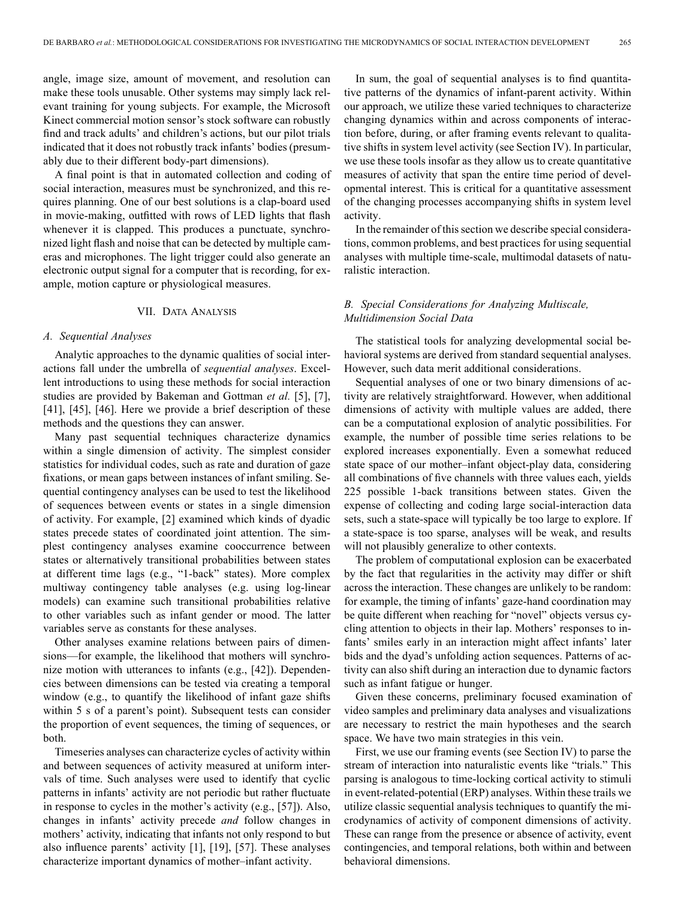angle, image size, amount of movement, and resolution can make these tools unusable. Other systems may simply lack relevant training for young subjects. For example, the Microsoft Kinect commercial motion sensor's stock software can robustly find and track adults' and children's actions, but our pilot trials indicated that it does not robustly track infants' bodies (presumably due to their different body-part dimensions).

A final point is that in automated collection and coding of social interaction, measures must be synchronized, and this requires planning. One of our best solutions is a clap-board used in movie-making, outfitted with rows of LED lights that flash whenever it is clapped. This produces a punctuate, synchronized light flash and noise that can be detected by multiple cameras and microphones. The light trigger could also generate an electronic output signal for a computer that is recording, for example, motion capture or physiological measures.

## VII. Data Analysis

### A. Sequential Analyses

Analytic approaches to the dynamic qualities of social interactions fall under the umbrella of *sequential analyses*. Excellent introductions to using these methods for social interaction studies are provided by Bakeman and Gottman *et al.* [5], [7], [41], [45], [46]. Here we provide a brief description of these methods and the questions they can answer.

Many past sequential techniques characterize dynamics within a single dimension of activity. The simplest consider statistics for individual codes, such as rate and duration of gaze fixations, or mean gaps between instances of infant smiling. Sequential contingency analyses can be used to test the likelihood of sequences between events or states in a single dimension of activity. For example, [2] examined which kinds of dyadic states precede states of coordinated joint attention. The simplest contingency analyses examine cooccurrence between states or alternatively transitional probabilities between states at different time lags (e.g., "1-back" states). More complex multiway contingency table analyses (e.g. using log-linear models) can examine such transitional probabilities relative to other variables such as infant gender or mood. The latter variables serve as constants for these analyses.

Other analyses examine relations between pairs of dimensions—for example, the likelihood that mothers will synchronize motion with utterances to infants (e.g., [42]). Dependencies between dimensions can be tested via creating a temporal window (e.g., to quantify the likelihood of infant gaze shifts within 5 s of a parent's point). Subsequent tests can consider the proportion of event sequences, the timing of sequences, or both.

Timeseries analyses can characterize cycles of activity within and between sequences of activity measured at uniform intervals of time. Such analyses were used to identify that cyclic patterns in infants' activity are not periodic but rather fluctuate in response to cycles in the mother's activity (e.g., [57]). Also, changes in infants' activity precede *and* follow changes in mothers' activity, indicating that infants not only respond to but also influence parents' activity [1], [19], [57]. These analyses characterize important dynamics of mother–infant activity.

In sum, the goal of sequential analyses is to find quantitative patterns of the dynamics of infant-parent activity. Within our approach, we utilize these varied techniques to characterize changing dynamics within and across components of interaction before, during, or after framing events relevant to qualitative shifts in system level activity (see Section IV). In particular, we use these tools insofar as they allow us to create quantitative measures of activity that span the entire time period of developmental interest. This is critical for a quantitative assessment of the changing processes accompanying shifts in system level activity.

In the remainder of this section we describe special considerations, common problems, and best practices for using sequential analyses with multiple time-scale, multimodal datasets of naturalistic interaction.

### B. Special Considerations for Analyzing Multiscale, Multidimension Social Data

The statistical tools for analyzing developmental social behavioral systems are derived from standard sequential analyses. However, such data merit additional considerations.

Sequential analyses of one or two binary dimensions of activity are relatively straightforward. However, when additional dimensions of activity with multiple values are added, there can be a computational explosion of analytic possibilities. For example, the number of possible time series relations to be explored increases exponentially. Even a somewhat reduced state space of our mother–infant object-play data, considering all combinations of five channels with three values each, yields 225 possible 1-back transitions between states. Given the expense of collecting and coding large social-interaction data sets, such a state-space will typically be too large to explore. If a state-space is too sparse, analyses will be weak, and results will not plausibly generalize to other contexts.

The problem of computational explosion can be exacerbated by the fact that regularities in the activity may differ or shift across the interaction. These changes are unlikely to be random: for example, the timing of infants' gaze-hand coordination may be quite different when reaching for "novel" objects versus cycling attention to objects in their lap. Mothers' responses to infants' smiles early in an interaction might affect infants' later bids and the dyad's unfolding action sequences. Patterns of activity can also shift during an interaction due to dynamic factors such as infant fatigue or hunger.

Given these concerns, preliminary focused examination of video samples and preliminary data analyses and visualizations are necessary to restrict the main hypotheses and the search space. We have two main strategies in this vein.

First, we use our framing events (see Section IV) to parse the stream of interaction into naturalistic events like "trials." This parsing is analogous to time-locking cortical activity to stimuli in event-related-potential (ERP) analyses. Within these trails we utilize classic sequential analysis techniques to quantify the microdynamics of activity of component dimensions of activity. These can range from the presence or absence of activity, event contingencies, and temporal relations, both within and between behavioral dimensions.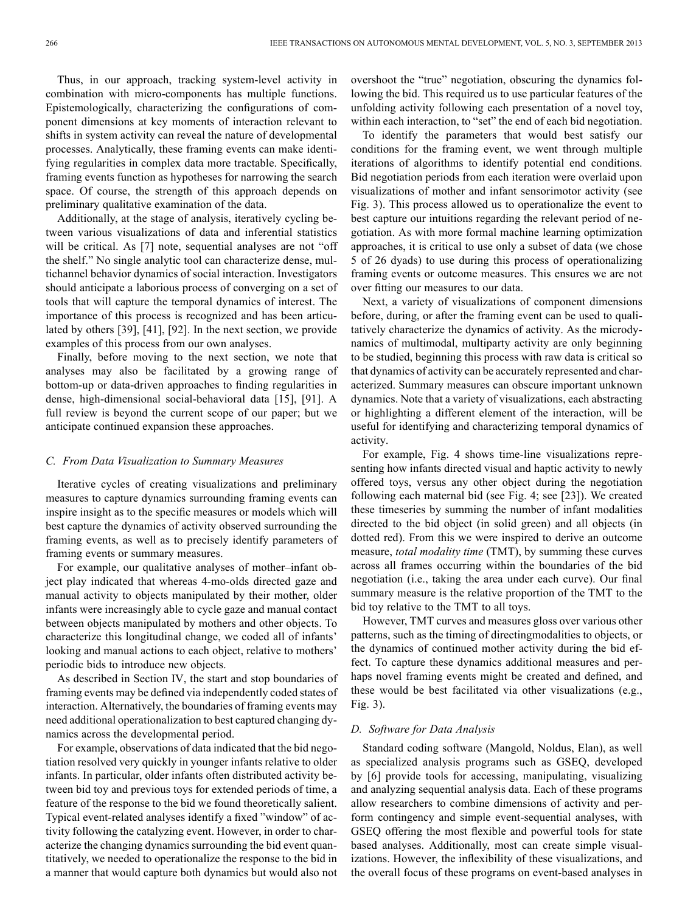Thus, in our approach, tracking system-level activity in combination with micro-components has multiple functions. Epistemologically, characterizing the configurations of component dimensions at key moments of interaction relevant to shifts in system activity can reveal the nature of developmental processes. Analytically, these framing events can make identifying regularities in complex data more tractable. Specifically, framing events function as hypotheses for narrowing the search space. Of course, the strength of this approach depends on preliminary qualitative examination of the data.

Additionally, at the stage of analysis, iteratively cycling between various visualizations of data and inferential statistics will be critical. As [7] note, sequential analyses are not "off the shelf." No single analytic tool can characterize dense, multichannel behavior dynamics of social interaction. Investigators should anticipate a laborious process of converging on a set of tools that will capture the temporal dynamics of interest. The importance of this process is recognized and has been articulated by others [39], [41], [92]. In the next section, we provide examples of this process from our own analyses.

Finally, before moving to the next section, we note that analyses may also be facilitated by a growing range of bottom-up or data-driven approaches to finding regularities in dense, high-dimensional social-behavioral data [15], [91]. A full review is beyond the current scope of our paper; but we anticipate continued expansion these approaches.

### C. From Data Visualization to Summary Measures

Iterative cycles of creating visualizations and preliminary measures to capture dynamics surrounding framing events can inspire insight as to the specific measures or models which will best capture the dynamics of activity observed surrounding the framing events, as well as to precisely identify parameters of framing events or summary measures.

For example, our qualitative analyses of mother–infant object play indicated that whereas 4-mo-olds directed gaze and manual activity to objects manipulated by their mother, older infants were increasingly able to cycle gaze and manual contact between objects manipulated by mothers and other objects. To characterize this longitudinal change, we coded all of infants' looking and manual actions to each object, relative to mothers' periodic bids to introduce new objects.

As described in Section IV, the start and stop boundaries of framing events may be defined via independently coded states of interaction. Alternatively, the boundaries of framing events may need additional operationalization to best captured changing dynamics across the developmental period.

For example, observations of data indicated that the bid negotiation resolved very quickly in younger infants relative to older infants. In particular, older infants often distributed activity between bid toy and previous toys for extended periods of time, a feature of the response to the bid we found theoretically salient. Typical event-related analyses identify a fixed "window" of activity following the catalyzing event. However, in order to characterize the changing dynamics surrounding the bid event quantitatively, we needed to operationalize the response to the bid in a manner that would capture both dynamics but would also not overshoot the "true" negotiation, obscuring the dynamics following the bid. This required us to use particular features of the unfolding activity following each presentation of a novel toy, within each interaction, to "set" the end of each bid negotiation.

To identify the parameters that would best satisfy our conditions for the framing event, we went through multiple iterations of algorithms to identify potential end conditions. Bid negotiation periods from each iteration were overlaid upon visualizations of mother and infant sensorimotor activity (see Fig. 3). This process allowed us to operationalize the event to best capture our intuitions regarding the relevant period of negotiation. As with more formal machine learning optimization approaches, it is critical to use only a subset of data (we chose 5 of 26 dyads) to use during this process of operationalizing framing events or outcome measures. This ensures we are not over fitting our measures to our data.

Next, a variety of visualizations of component dimensions before, during, or after the framing event can be used to qualitatively characterize the dynamics of activity. As the microdynamics of multimodal, multiparty activity are only beginning to be studied, beginning this process with raw data is critical so that dynamics of activity can be accurately represented and characterized. Summary measures can obscure important unknown dynamics. Note that a variety of visualizations, each abstracting or highlighting a different element of the interaction, will be useful for identifying and characterizing temporal dynamics of activity.

For example, Fig. 4 shows time-line visualizations representing how infants directed visual and haptic activity to newly offered toys, versus any other object during the negotiation following each maternal bid (see Fig. 4; see [23]). We created these timeseries by summing the number of infant modalities directed to the bid object (in solid green) and all objects (in dotted red). From this we were inspired to derive an outcome measure, *total modality time* (TMT), by summing these curves across all frames occurring within the boundaries of the bid negotiation (i.e., taking the area under each curve). Our final summary measure is the relative proportion of the TMT to the bid toy relative to the TMT to all toys.

However, TMT curves and measures gloss over various other patterns, such as the timing of directingmodalities to objects, or the dynamics of continued mother activity during the bid effect. To capture these dynamics additional measures and perhaps novel framing events might be created and defined, and these would be best facilitated via other visualizations (e.g., Fig. 3).

### D. Software for Data Analysis

Standard coding software (Mangold, Noldus, Elan), as well as specialized analysis programs such as GSEQ, developed by [6] provide tools for accessing, manipulating, visualizing and analyzing sequential analysis data. Each of these programs allow researchers to combine dimensions of activity and perform contingency and simple event-sequential analyses, with GSEQ offering the most flexible and powerful tools for state based analyses. Additionally, most can create simple visualizations. However, the inflexibility of these visualizations, and the overall focus of these programs on event-based analyses in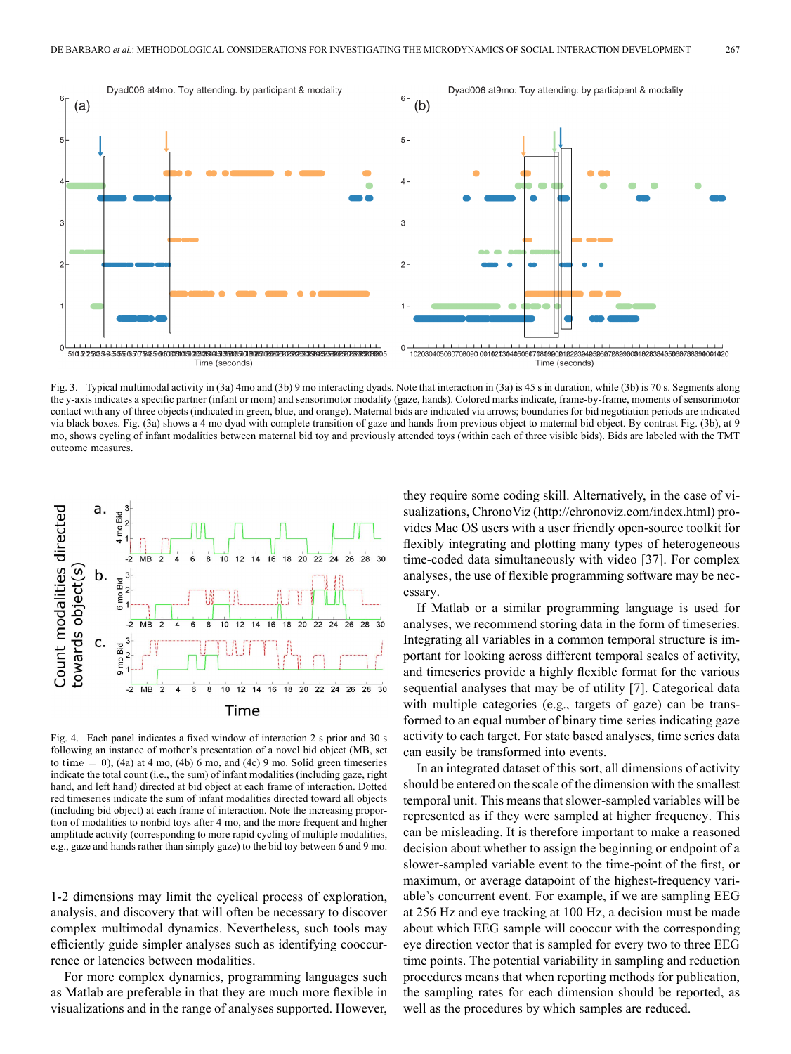Dyad006 at4mo: Toy attending: by participant & modality

(a)

Time (seconds)

Dyad006 at9mo: Toy attending: by participant & modality

(b)

Time (seconds)

Fig. 3. Typical multimodal activity in (3a) 4mo and (3b) 9 mo interacting dyads. Note that interaction in (3a) is 45 s in duration, while (3b) is 70 s. Segments along the y-axis indicates a specific partner (infant or mom) and sensorimotor modality (gaze, hands). Colored marks indicate, frame-by-frame, moments of sensorimotor contact with any of three objects (indicated in green, blue, and orange). Maternal bids are indicated via arrows; boundaries for bid negotiation periods are indicated via black boxes. Fig. (3a) shows a 4 mo dyad with complete transition of gaze and hands from previous object to maternal bid object. By contrast Fig. (3b), at 9 mo, shows cycling of infant modalities between maternal bid toy and previously attended toys (within each of three visible bids). Bids are labeled with the TMT outcome measures.

Count modalities directed towards object(s)

a. 4 mo Bid

b. 6 mo Bid

c. 9 mo Bid

-2 MB 2 4 6 8 10 12 14 16 18 20 22 24 26 28 30

Time

Fig. 4. Each panel indicates a fixed window of interaction 2 s prior and 30 s following an instance of mother's presentation of a novel bid object (MB, set to time = 0), (4a) at 4 mo, (4b) 6 mo, and (4c) 9 mo. Solid green timeseries indicate the total count (i.e., the sum) of infant modalities (including gaze, right hand, and left hand) directed at bid object at each frame of interaction. Dotted red timeseries indicate the sum of infant modalities directed toward all objects (including bid object) at each frame of interaction. Note the increasing proportion of modalities to nonbid toys after 4 mo, and the more frequent and higher amplitude activity (corresponding to more rapid cycling of multiple modalities, e.g., gaze and hands rather than simply gaze) to the bid toy between 6 and 9 mo.

1-2 dimensions may limit the cyclical process of exploration, analysis, and discovery that will often be necessary to discover complex multimodal dynamics. Nevertheless, such tools may efficiently guide simpler analyses such as identifying cooccurrence or latencies between modalities.

For more complex dynamics, programming languages such as Matlab are preferable in that they are much more flexible in visualizations and in the range of analyses supported. However, they require some coding skill. Alternatively, in the case of visualizations, ChronoViz (http://chronoviz.com/index.html) provides Mac OS users with a user friendly open-source toolkit for flexibly integrating and plotting many types of heterogeneous time-coded data simultaneously with video [37]. For complex analyses, the use of flexible programming software may be necessary.

If Matlab or a similar programming language is used for analyses, we recommend storing data in the form of timeseries. Integrating all variables in a common temporal structure is important for looking across different temporal scales of activity, and timeseries provide a highly flexible format for the various sequential analyses that may be of utility [7]. Categorical data with multiple categories (e.g., targets of gaze) can be transformed to an equal number of binary time series indicating gaze activity to each target. For state based analyses, time series data can easily be transformed into events.

In an integrated dataset of this sort, all dimensions of activity should be entered on the scale of the dimension with the smallest temporal unit. This means that slower-sampled variables will be represented as if they were sampled at higher frequency. This can be misleading. It is therefore important to make a reasoned decision about whether to assign the beginning or endpoint of a slower-sampled variable event to the time-point of the first, or maximum, or average datapoint of the highest-frequency variable's concurrent event. For example, if we are sampling EEG at 256 Hz and eye tracking at 100 Hz, a decision must be made about which EEG sample will cooccur with the corresponding eye direction vector that is sampled for every two to three EEG time points. The potential variability in sampling and reduction procedures means that when reporting methods for publication, the sampling rates for each dimension should be reported, as well as the procedures by which samples are reduced.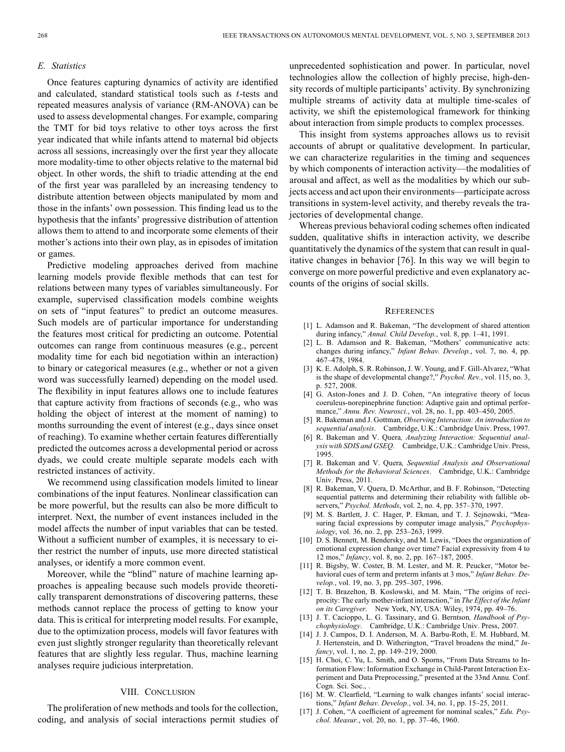### E. Statistics

Once features capturing dynamics of activity are identified and calculated, standard statistical tools such as $t$-tests and repeated measures analysis of variance (RM-ANOVA) can be used to assess developmental changes. For example, comparing the TMT for bid toys relative to other toys across the first year indicated that while infants attend to maternal bid objects across all sessions, increasingly over the first year they allocate more modality-time to other objects relative to the maternal bid object. In other words, the shift to triadic attending at the end of the first year was paralleled by an increasing tendency to distribute attention between objects manipulated by mom and those in the infants' own possession. This finding lead us to the hypothesis that the infants' progressive distribution of attention allows them to attend to and incorporate some elements of their mother's actions into their own play, as in episodes of imitation or games.

Predictive modeling approaches derived from machine learning models provide flexible methods that can test for relations between many types of variables simultaneously. For example, supervised classification models combine weights on sets of "input features" to predict an outcome measures. Such models are of particular importance for understanding the features most critical for predicting an outcome. Potential outcomes can range from continuous measures (e.g., percent modality time for each bid negotiation within an interaction) to binary or categorical measures (e.g., whether or not a given word was successfully learned) depending on the model used. The flexibility in input features allows one to include features that capture activity from fractions of seconds (e.g., who was holding the object of interest at the moment of naming) to months surrounding the event of interest (e.g., days since onset of reaching). To examine whether certain features differentially predicted the outcomes across a developmental period or across dyads, we could create multiple separate models each with restricted instances of activity.

We recommend using classification models limited to linear combinations of the input features. Nonlinear classification can be more powerful, but the results can also be more difficult to interpret. Next, the number of event instances included in the model affects the number of input variables that can be tested. Without a sufficient number of examples, it is necessary to either restrict the number of inputs, use more directed statistical analyses, or identify a more common event.

Moreover, while the "blind" nature of machine learning approaches is appealing because such models provide theoretically transparent demonstrations of discovering patterns, these methods cannot replace the process of getting to know your data. This is critical for interpreting model results. For example, due to the optimization process, models will favor features with even just slightly stronger regularity than theoretically relevant features that are slightly less regular. Thus, machine learning analyses require judicious interpretation.

## VIII. Conclusion

The proliferation of new methods and tools for the collection, coding, and analysis of social interactions permit studies of unprecedented sophistication and power. In particular, novel technologies allow the collection of highly precise, high-density records of multiple participants' activity. By synchronizing multiple streams of activity data at multiple time-scales of activity, we shift the epistemological framework for thinking about interaction from simple products to complex processes.

This insight from systems approaches allows us to revisit accounts of abrupt or qualitative development. In particular, we can characterize regularities in the timing and sequences by which components of interaction activity—the modalities of arousal and affect, as well as the modalities by which our subjects access and act upon their environments—participate across transitions in system-level activity, and thereby reveals the trajectories of developmental change.

Whereas previous behavioral coding schemes often indicated sudden, qualitative shifts in interaction activity, we describe quantitatively the dynamics of the system that can result in qualitative changes in behavior [76]. In this way we will begin to converge on more powerful predictive and even explanatory accounts of the origins of social skills.

## References

[1] L. Adamson and R. Bakeman, "The development of shared attention during infancy," *Annal. Child Develop.*, vol. 8, pp. 1–41, 1991.

[2] L. B. Adamson and R. Bakeman, "Mothers' communicative acts: changes during infancy," *Infant Behav. Develop.*, vol. 7, no. 4, pp. 467–478, 1984.

[3] K. E. Adolph, S. R. Robinson, J. W. Young, and F. Gill-Alvarez, "What is the shape of developmental change?," *Psychol. Rev.*, vol. 115, no. 3, p. 527, 2008.

[4] G. Aston-Jones and J. D. Cohen, "An integrative theory of locus coeruleus-norepinephrine function: Adaptive gain and optimal performance," *Annu. Rev. Neurosci.*, vol. 28, no. 1, pp. 403–450, 2005.

[5] R. Bakeman and J. Gottman*, Observing Interaction: An introduction to sequential analysis*. Cambridge, U.K.: Cambridge Univ. Press, 1997.

[6] R. Bakeman and V. Quera*, Analyzing Interaction: Sequential analysis with SDIS and GSEQ*. Cambridge, U.K.: Cambridge Univ. Press, 1995.

[7] R. Bakeman and V. Quera*, Sequential Analysis and Observational Methods for the Behavioral Sciences*. Cambridge, U.K.: Cambridge Univ. Press, 2011.

[8] R. Bakeman, V. Quera, D. McArthur, and B. F. Robinson, "Detecting sequential patterns and determining their reliability with fallible observers," *Psychol. Methods*, vol. 2, no. 4, pp. 357–370, 1997.

[9] M. S. Bartlett, J. C. Hager, P. Ekman, and T. J. Sejnowski, "Measuring facial expressions by computer image analysis," *Psychophysiology*, vol. 36, no. 2, pp. 253–263, 1999.

[10] D. S. Bennett, M. Bendersky, and M. Lewis, "Does the organization of emotional expression change over time? Facial expressivity from 4 to 12 mos," *Infancy*, vol. 8, no. 2, pp. 167–187, 2005.

[11] R. Bigsby, W. Coster, B. M. Lester, and M. R. Peucker, "Motor behavioral cues of term and preterm infants at 3 mos," *Infant Behav. Develop.*, vol. 19, no. 3, pp. 295–307, 1996.

[12] T. B. Brazelton, B. Koslowski, and M. Main, "The origins of reciprocity: The early mother-infant interaction," in *The Effect of the Infant on its Caregiver*. New York, NY, USA: Wiley, 1974, pp. 49–76.

[13] J. T. Cacioppo, L. G. Tassinary, and G. Berntson*, Handbook of Psychophysiology*. Cambridge, U.K.: Cambridge Univ. Press, 2007.

[14] J. J. Campos, D. I. Anderson, M. A. Barbu-Roth, E. M. Hubbard, M. J. Hertenstein, and D. Witherington, "Travel broadens the mind," *Infancy*, vol. 1, no. 2, pp. 149–219, 2000.

[15] H. Choi, C. Yu, L. Smith, and O. Sporns, "From Data Streams to Information Flow: Information Exchange in Child-Parent Interaction Experiment and Data Preprocessing," presented at the 33nd Annu. Conf. Cogn. Sci. Soc., .

[16] M. W. Clearfield, "Learning to walk changes infants' social interactions," *Infant Behav. Develop.*, vol. 34, no. 1, pp. 15–25, 2011.

[17] J. Cohen, "A coefficient of agreement for nominal scales," *Edu. Psychol. Measur.*, vol. 20, no. 1, pp. 37–46, 1960.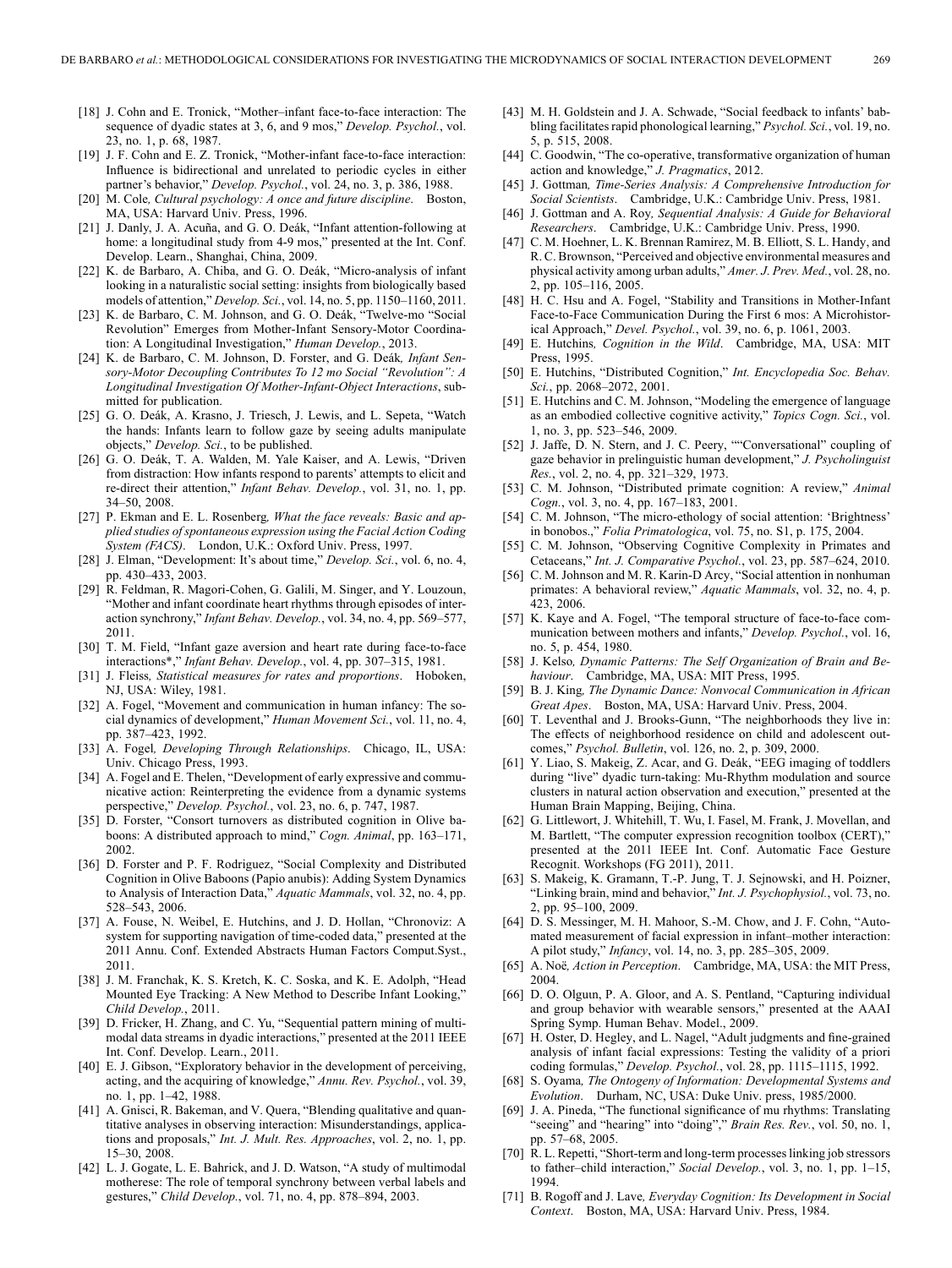[18] J. Cohn and E. Tronick, "Mother–infant face-to-face interaction: The sequence of dyadic states at 3, 6, and 9 mos," *Develop. Psychol.*, vol. 23, no. 1, p. 68, 1987.

[19] J. F. Cohn and E. Z. Tronick, "Mother-infant face-to-face interaction: Influence is bidirectional and unrelated to periodic cycles in either partner's behavior," *Develop. Psychol.*, vol. 24, no. 3, p. 386, 1988.

[20] M. Cole*, Cultural psychology: A once and future discipline*. Boston, MA, USA: Harvard Univ. Press, 1996.

[21] J. Danly, J. A. Acuña, and G. O. Deák, "Infant attention-following at home: a longitudinal study from 4-9 mos," presented at the Int. Conf. Develop. Learn., Shanghai, China, 2009.

[22] K. de Barbaro, A. Chiba, and G. O. Deák, "Micro-analysis of infant looking in a naturalistic social setting: insights from biologically based models of attention," *Develop. Sci.*, vol. 14, no. 5, pp. 1150–1160, 2011.

[23] K. de Barbaro, C. M. Johnson, and G. O. Deák, "Twelve-mo "Social Revolution" Emerges from Mother-Infant Sensory-Motor Coordination: A Longitudinal Investigation," *Human Develop.*, 2013.

[24] K. de Barbaro, C. M. Johnson, D. Forster, and G. Deák*, Infant Sensory-Motor Decoupling Contributes To 12 mo Social "Revolution": A Longitudinal Investigation Of Mother-Infant-Object Interactions*, submitted for publication.

[25] G. O. Deák, A. Krasno, J. Triesch, J. Lewis, and L. Sepeta, "Watch the hands: Infants learn to follow gaze by seeing adults manipulate objects," *Develop. Sci.*, to be published.

[26] G. O. Deák, T. A. Walden, M. Yale Kaiser, and A. Lewis, "Driven from distraction: How infants respond to parents' attempts to elicit and re-direct their attention," *Infant Behav. Develop.*, vol. 31, no. 1, pp. 34–50, 2008.

[27] P. Ekman and E. L. Rosenberg*, What the face reveals: Basic and applied studies of spontaneous expression using the Facial Action Coding System (FACS)*. London, U.K.: Oxford Univ. Press, 1997.

[28] J. Elman, "Development: It's about time," *Develop. Sci.*, vol. 6, no. 4, pp. 430–433, 2003.

[29] R. Feldman, R. Magori-Cohen, G. Galili, M. Singer, and Y. Louzoun, "Mother and infant coordinate heart rhythms through episodes of interaction synchrony," *Infant Behav. Develop.*, vol. 34, no. 4, pp. 569–577, 2011.

[30] T. M. Field, "Infant gaze aversion and heart rate during face-to-face interactions*," *Infant Behav. Develop.*, vol. 4, pp. 307–315, 1981.

[31] J. Fleiss*, Statistical measures for rates and proportions*. Hoboken, NJ, USA: Wiley, 1981.

[32] A. Fogel, "Movement and communication in human infancy: The social dynamics of development," *Human Movement Sci.*, vol. 11, no. 4, pp. 387–423, 1992.

[33] A. Fogel*, Developing Through Relationships*. Chicago, IL, USA: Univ. Chicago Press, 1993.

[34] A. Fogel and E. Thelen, "Development of early expressive and communicative action: Reinterpreting the evidence from a dynamic systems perspective," *Develop. Psychol.*, vol. 23, no. 6, p. 747, 1987.

[35] D. Forster, "Consort turnovers as distributed cognition in Olive baboons: A distributed approach to mind," *Cogn. Animal*, pp. 163–171, 2002.

[36] D. Forster and P. F. Rodriguez, "Social Complexity and Distributed Cognition in Olive Baboons (Papio anubis): Adding System Dynamics to Analysis of Interaction Data," *Aquatic Mammals*, vol. 32, no. 4, pp. 528–543, 2006.

[37] A. Fouse, N. Weibel, E. Hutchins, and J. D. Hollan, "Chronoviz: A system for supporting navigation of time-coded data," presented at the 2011 Annu. Conf. Extended Abstracts Human Factors Comput.Syst., 2011.

[38] J. M. Franchak, K. S. Kretch, K. C. Soska, and K. E. Adolph, "Head Mounted Eye Tracking: A New Method to Describe Infant Looking," *Child Develop.*, 2011.

[39] D. Fricker, H. Zhang, and C. Yu, "Sequential pattern mining of multimodal data streams in dyadic interactions," presented at the 2011 IEEE Int. Conf. Develop. Learn., 2011.

[40] E. J. Gibson, "Exploratory behavior in the development of perceiving, acting, and the acquiring of knowledge," *Annu. Rev. Psychol.*, vol. 39, no. 1, pp. 1–42, 1988.

[41] A. Gnisci, R. Bakeman, and V. Quera, "Blending qualitative and quantitative analyses in observing interaction: Misunderstandings, applications and proposals," *Int. J. Mult. Res. Approaches*, vol. 2, no. 1, pp. 15–30, 2008.

[42] L. J. Gogate, L. E. Bahrick, and J. D. Watson, "A study of multimodal motherese: The role of temporal synchrony between verbal labels and gestures," *Child Develop.*, vol. 71, no. 4, pp. 878–894, 2003.

[43] M. H. Goldstein and J. A. Schwade, "Social feedback to infants' babbling facilitates rapid phonological learning," *Psychol. Sci.*, vol. 19, no. 5, p. 515, 2008.

[44] C. Goodwin, "The co-operative, transformative organization of human action and knowledge," *J. Pragmatics*, 2012.

[45] J. Gottman*, Time-Series Analysis: A Comprehensive Introduction for Social Scientists*. Cambridge, U.K.: Cambridge Univ. Press, 1981.

[46] J. Gottman and A. Roy*, Sequential Analysis: A Guide for Behavioral Researchers*. Cambridge, U.K.: Cambridge Univ. Press, 1990.

[47] C. M. Hoehner, L. K. Brennan Ramirez, M. B. Elliott, S. L. Handy, and R. C. Brownson, "Perceived and objective environmental measures and physical activity among urban adults," *Amer. J. Prev. Med.*, vol. 28, no. 2, pp. 105–116, 2005.

[48] H. C. Hsu and A. Fogel, "Stability and Transitions in Mother-Infant Face-to-Face Communication During the First 6 mos: A Microhistorical Approach," *Devel. Psychol.*, vol. 39, no. 6, p. 1061, 2003.

[49] E. Hutchins*, Cognition in the Wild*. Cambridge, MA, USA: MIT Press, 1995.

[50] E. Hutchins, "Distributed Cognition," *Int. Encyclopedia Soc. Behav. Sci.*, pp. 2068–2072, 2001.

[51] E. Hutchins and C. M. Johnson, "Modeling the emergence of language as an embodied collective cognitive activity," *Topics Cogn. Sci.*, vol. 1, no. 3, pp. 523–546, 2009.

[52] J. Jaffe, D. N. Stern, and J. C. Peery, ""Conversational" coupling of gaze behavior in prelinguistic human development," *J. Psycholinguist Res.*, vol. 2, no. 4, pp. 321–329, 1973.

[53] C. M. Johnson, "Distributed primate cognition: A review," *Animal Cogn.*, vol. 3, no. 4, pp. 167–183, 2001.

[54] C. M. Johnson, "The micro-ethology of social attention: 'Brightness' in bonobos.," *Folia Primatologica*, vol. 75, no. S1, p. 175, 2004.

[55] C. M. Johnson, "Observing Cognitive Complexity in Primates and Cetaceans," *Int. J. Comparative Psychol.*, vol. 23, pp. 587–624, 2010.

[56] C. M. Johnson and M. R. Karin-D Arcy, "Social attention in nonhuman primates: A behavioral review," *Aquatic Mammals*, vol. 32, no. 4, p. 423, 2006.

[57] K. Kaye and A. Fogel, "The temporal structure of face-to-face communication between mothers and infants," *Develop. Psychol.*, vol. 16, no. 5, p. 454, 1980.

[58] J. Kelso*, Dynamic Patterns: The Self Organization of Brain and Behaviour*. Cambridge, MA, USA: MIT Press, 1995.

[59] B. J. King*, The Dynamic Dance: Nonvocal Communication in African Great Apes*. Boston, MA, USA: Harvard Univ. Press, 2004.

[60] T. Leventhal and J. Brooks-Gunn, "The neighborhoods they live in: The effects of neighborhood residence on child and adolescent outcomes," *Psychol. Bulletin*, vol. 126, no. 2, p. 309, 2000.

[61] Y. Liao, S. Makeig, Z. Acar, and G. Deák, "EEG imaging of toddlers during "live" dyadic turn-taking: Mu-Rhythm modulation and source clusters in natural action observation and execution," presented at the Human Brain Mapping, Beijing, China.

[62] G. Littlewort, J. Whitehill, T. Wu, I. Fasel, M. Frank, J. Movellan, and M. Bartlett, "The computer expression recognition toolbox (CERT)," presented at the 2011 IEEE Int. Conf. Automatic Face Gesture Recognit. Workshops (FG 2011), 2011.

[63] S. Makeig, K. Gramann, T.-P. Jung, T. J. Sejnowski, and H. Poizner, "Linking brain, mind and behavior," *Int. J. Psychophysiol.*, vol. 73, no. 2, pp. 95–100, 2009.

[64] D. S. Messinger, M. H. Mahoor, S.-M. Chow, and J. F. Cohn, "Automated measurement of facial expression in infant–mother interaction: A pilot study," *Infancy*, vol. 14, no. 3, pp. 285–305, 2009.

[65] A. Noë*, Action in Perception*. Cambridge, MA, USA: the MIT Press, 2004.

[66] D. O. Olguin, P. A. Gloor, and A. S. Pentland, "Capturing individual and group behavior with wearable sensors," presented at the AAAI Spring Symp. Human Behav. Model., 2009.

[67] H. Oster, D. Hegley, and L. Nagel, "Adult judgments and fine-grained analysis of infant facial expressions: Testing the validity of a priori coding formulas," *Develop. Psychol.*, vol. 28, pp. 1115–1115, 1992.

[68] S. Oyama*, The Ontogeny of Information: Developmental Systems and Evolution*. Durham, NC, USA: Duke Univ. press, 1985/2000.

[69] J. A. Pineda, "The functional significance of mu rhythms: Translating "seeing" and "hearing" into "doing"," *Brain Res. Rev.*, vol. 50, no. 1, pp. 57–68, 2005.

[70] R. L. Repetti, "Short-term and long-term processes linking job stressors to father–child interaction," *Social Develop.*, vol. 3, no. 1, pp. 1–15, 1994.

[71] B. Rogoff and J. Lave*, Everyday Cognition: Its Development in Social Context*. Boston, MA, USA: Harvard Univ. Press, 1984.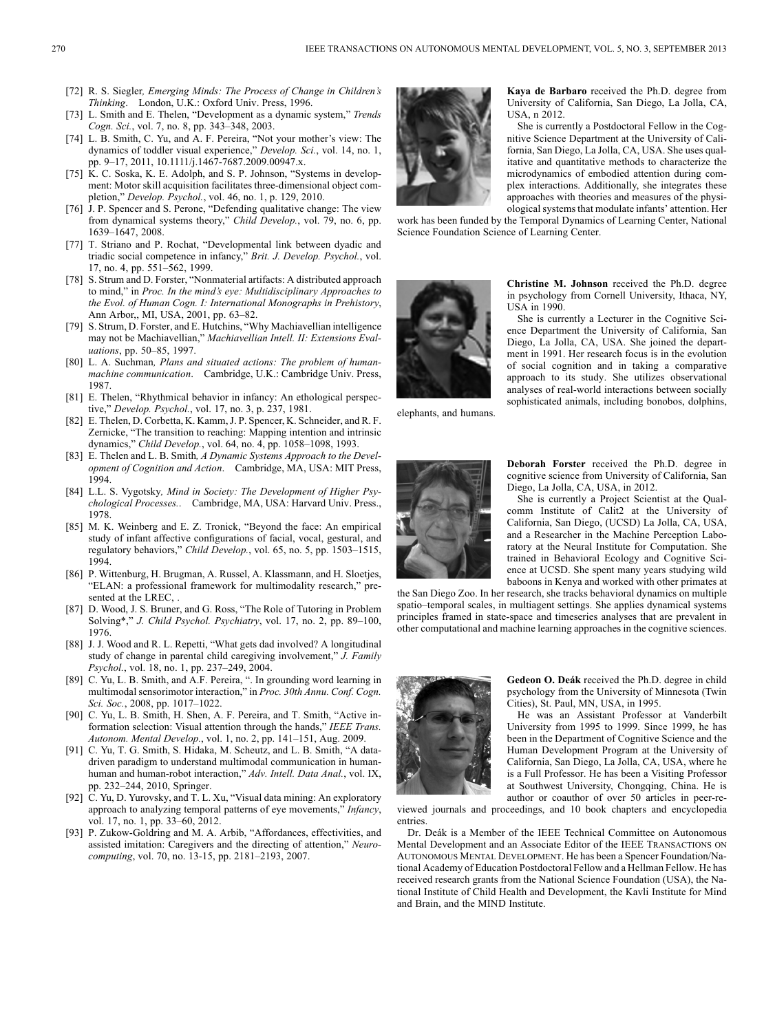[72] R. S. Siegler*, Emerging Minds: The Process of Change in Children's Thinking*. London, U.K.: Oxford Univ. Press, 1996.

[73] L. Smith and E. Thelen, "Development as a dynamic system," *Trends Cogn. Sci.*, vol. 7, no. 8, pp. 343–348, 2003.

[74] L. B. Smith, C. Yu, and A. F. Pereira, "Not your mother's view: The dynamics of toddler visual experience," *Develop. Sci.*, vol. 14, no. 1, pp. 9–17, 2011, 10.1111/j.1467-7687.2009.00947.x.

[75] K. C. Soska, K. E. Adolph, and S. P. Johnson, "Systems in development: Motor skill acquisition facilitates three-dimensional object completion," *Develop. Psychol.*, vol. 46, no. 1, p. 129, 2010.

[76] J. P. Spencer and S. Perone, "Defending qualitative change: The view from dynamical systems theory," *Child Develop.*, vol. 79, no. 6, pp. 1639–1647, 2008.

[77] T. Striano and P. Rochat, "Developmental link between dyadic and triadic social competence in infancy," *Brit. J. Develop. Psychol.*, vol. 17, no. 4, pp. 551–562, 1999.

[78] S. Strum and D. Forster, "Nonmaterial artifacts: A distributed approach to mind," in *Proc. In the mind's eye: Multidisciplinary Approaches to the Evol. of Human Cogn. I: International Monographs in Prehistory*, Ann Arbor,, MI, USA, 2001, pp. 63–82.

[79] S. Strum, D. Forster, and E. Hutchins, "Why Machiavellian intelligence may not be Machiavellian," *Machiavellian Intell. II: Extensions Evaluations*, pp. 50–85, 1997.

[80] L. A. Suchman*, Plans and situated actions: The problem of human-machine communication*. Cambridge, U.K.: Cambridge Univ. Press, 1987.

[81] E. Thelen, "Rhythmical behavior in infancy: An ethological perspective," *Develop. Psychol.*, vol. 17, no. 3, p. 237, 1981.

[82] E. Thelen, D. Corbetta, K. Kamm, J. P. Spencer, K. Schneider, and R. F. Zernicke, "The transition to reaching: Mapping intention and intrinsic dynamics," *Child Develop.*, vol. 64, no. 4, pp. 1058–1098, 1993.

[83] E. Thelen and L. B. Smith*, A Dynamic Systems Approach to the Development of Cognition and Action*. Cambridge, MA, USA: MIT Press, 1994.

[84] L.L. S. Vygotsky*, Mind in Society: The Development of Higher Psychological Processes.*. Cambridge, MA, USA: Harvard Univ. Press., 1978.

[85] M. K. Weinberg and E. Z. Tronick, "Beyond the face: An empirical study of infant affective configurations of facial, vocal, gestural, and regulatory behaviors," *Child Develop.*, vol. 65, no. 5, pp. 1503–1515, 1994.

[86] P. Wittenburg, H. Brugman, A. Russel, A. Klassmann, and H. Sloetjes, "ELAN: a professional framework for multimodality research," presented at the LREC, .

[87] D. Wood, J. S. Bruner, and G. Ross, "The Role of Tutoring in Problem Solving*," *J. Child Psychol. Psychiatry*, vol. 17, no. 2, pp. 89–100, 1976.

[88] J. J. Wood and R. L. Repetti, "What gets dad involved? A longitudinal study of change in parental child caregiving involvement," *J. Family Psychol.*, vol. 18, no. 1, pp. 237–249, 2004.

[89] C. Yu, L. B. Smith, and A.F. Pereira, ". In grounding word learning in multimodal sensorimotor interaction," in *Proc. 30th Annu. Conf. Cogn. Sci. Soc.*, 2008, pp. 1017–1022.

[90] C. Yu, L. B. Smith, H. Shen, A. F. Pereira, and T. Smith, "Active information selection: Visual attention through the hands," *IEEE Trans. Autonom. Mental Develop.*, vol. 1, no. 2, pp. 141–151, Aug. 2009.

[91] C. Yu, T. G. Smith, S. Hidaka, M. Scheutz, and L. B. Smith, "A data-driven paradigm to understand multimodal communication in human-human and human-robot interaction," *Adv. Intell. Data Anal.*, vol. IX, pp. 232–244, 2010, Springer.

[92] C. Yu, D. Yurovsky, and T. L. Xu, "Visual data mining: An exploratory approach to analyzing temporal patterns of eye movements," *Infancy*, vol. 17, no. 1, pp. 33–60, 2012.

[93] P. Zukow-Goldring and M. A. Arbib, "Affordances, effectivities, and assisted imitation: Caregivers and the directing of attention," *Neurocomputing*, vol. 70, no. 13-15, pp. 2181–2193, 2007.

**Kaya de Barbaro** received the Ph.D. degree from University of California, San Diego, La Jolla, CA, USA, n 2012.

She is currently a Postdoctoral Fellow in the Cognitive Science Department at the University of California, San Diego, La Jolla, CA, USA. She uses qualitative and quantitative methods to characterize the microdynamics of embodied attention during complex interactions. Additionally, she integrates these approaches with theories and measures of the physiological systems that modulate infants' attention. Her work has been funded by the Temporal Dynamics of Learning Center, National Science Foundation Science of Learning Center.

**Christine M. Johnson** received the Ph.D. degree in psychology from Cornell University, Ithaca, NY, USA in 1990.

She is currently a Lecturer in the Cognitive Science Department the University of California, San Diego, La Jolla, CA, USA. She joined the department in 1991. Her research focus is in the evolution of social cognition and in taking a comparative approach to its study. She utilizes observational analyses of real-world interactions between socially sophisticated animals, including bonobos, dolphins, elephants, and humans.

**Deborah Forster** received the Ph.D. degree in cognitive science from University of California, San Diego, La Jolla, CA, USA, in 2012.

She is currently a Project Scientist at the Qualcomm Institute of Calit2 at the University of California, San Diego, (UCSD) La Jolla, CA, USA, and a Researcher in the Machine Perception Laboratory at the Neural Institute for Computation. She trained in Behavioral Ecology and Cognitive Science at UCSD. She spent many years studying wild baboons in Kenya and worked with other primates at the San Diego Zoo. In her research, she tracks behavioral dynamics on multiple spatio–temporal scales, in multiagent settings. She applies dynamical systems principles framed in state-space and timeseries analyses that are prevalent in other computational and machine learning approaches in the cognitive sciences.

**Gedeon O. Deák** received the Ph.D. degree in child psychology from the University of Minnesota (Twin Cities), St. Paul, MN, USA, in 1995.

He was an Assistant Professor at Vanderbilt University from 1995 to 1999. Since 1999, he has been in the Department of Cognitive Science and the Human Development Program at the University of California, San Diego, La Jolla, CA, USA, where he is a Full Professor. He has been a Visiting Professor at Southwest University, Chongqing, China. He is author or coauthor of over 50 articles in peer-reviewed journals and proceedings, and 10 book chapters and encyclopedia entries.

Dr. Deák is a Member of the IEEE Technical Committee on Autonomous Mental Development and an Associate Editor of the IEEE TRANSACTIONS ON AUTONOMOUS MENTAL DEVELOPMENT. He has been a Spencer Foundation/National Academy of Education Postdoctoral Fellow and a Hellman Fellow. He has received research grants from the National Science Foundation (USA), the National Institute of Child Health and Development, the Kavli Institute for Mind and Brain, and the MIND Institute.